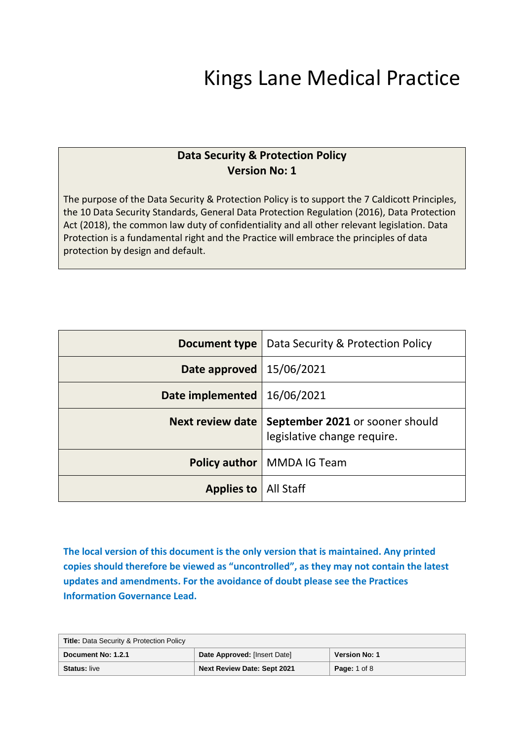# Kings Lane Medical Practice

## Data Security & Protection Policy
**Version No: 1**

The purpose of the Data Security & Protection Policy is to support the 7 Caldicott Principles, the 10 Data Security Standards, General Data Protection Regulation (2016), Data Protection Act (2018), the common law duty of confidentiality and all other relevant legislation. Data Protection is a fundamental right and the Practice will embrace the principles of data protection by design and default.

| | |
|---|---|
| **Document type** | Data Security & Protection Policy |
| **Date approved** | 15/06/2021 |
| **Date implemented** | 16/06/2021 |
| **Next review date** | **September 2021** or sooner should legislative change require. |
| **Policy author** | MMDA IG Team |
| **Applies to** | All Staff |

**The local version of this document is the only version that is maintained. Any printed copies should therefore be viewed as "uncontrolled", as they may not contain the latest updates and amendments. For the avoidance of doubt please see the Practices Information Governance Lead.**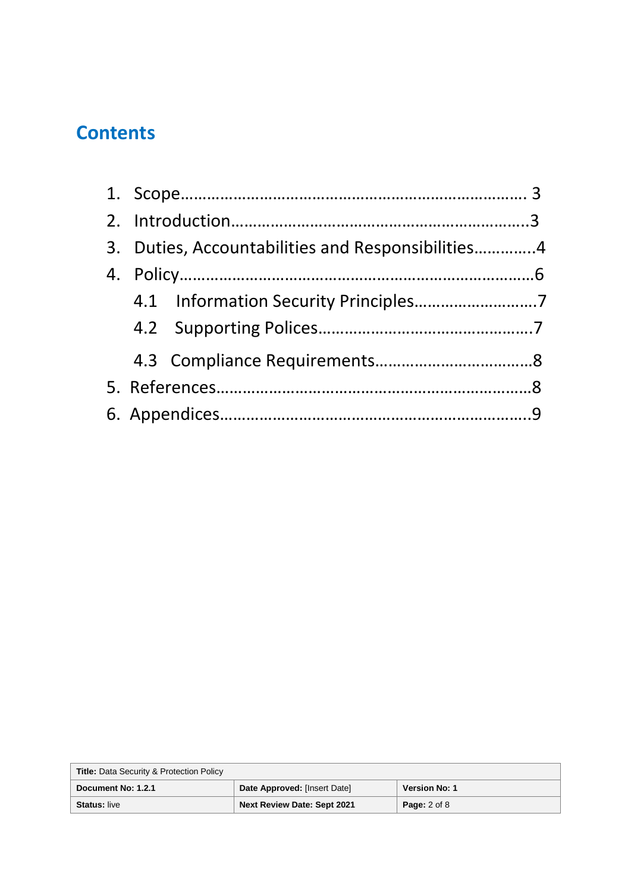## Contents

1. Scope………………………………………………………………… 3
2. Introduction…………………………………………………………..3
3. Duties, Accountabilities and Responsibilities………….4
4. Policy………………………………………………………………………6
   - 4.1 Information Security Principles………………………7
   - 4.2 Supporting Polices…………………………………………7
   - 4.3 Compliance Requirements……………………………8
5. References……………………………………………………………8
6. Appendices……………………………………………………………9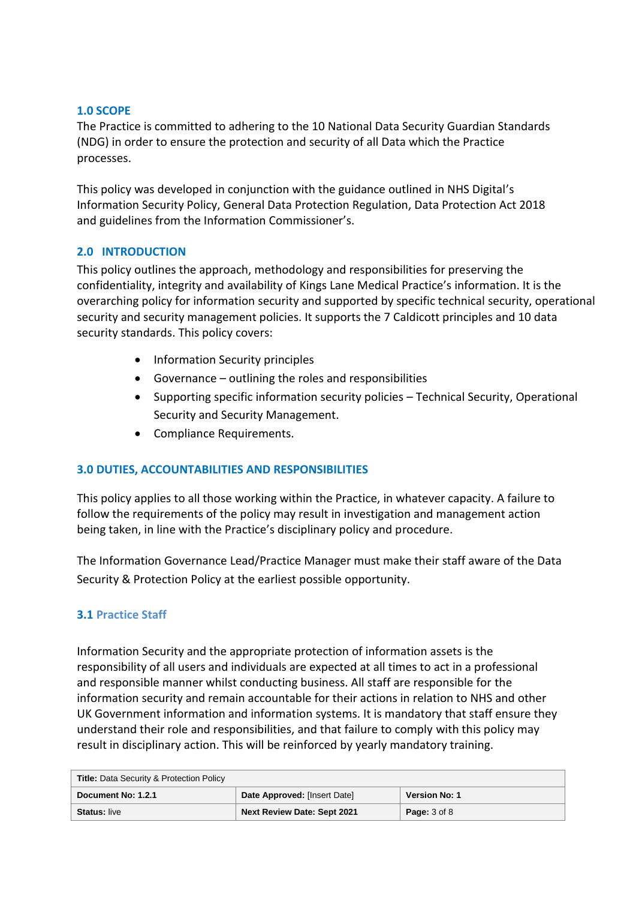## 1.0 SCOPE

The Practice is committed to adhering to the 10 National Data Security Guardian Standards (NDG) in order to ensure the protection and security of all Data which the Practice processes.

This policy was developed in conjunction with the guidance outlined in NHS Digital's Information Security Policy, General Data Protection Regulation, Data Protection Act 2018 and guidelines from the Information Commissioner's.

## 2.0 INTRODUCTION

This policy outlines the approach, methodology and responsibilities for preserving the confidentiality, integrity and availability of Kings Lane Medical Practice's information. It is the overarching policy for information security and supported by specific technical security, operational security and security management policies. It supports the 7 Caldicott principles and 10 data security standards. This policy covers:

- Information Security principles
- Governance – outlining the roles and responsibilities
- Supporting specific information security policies – Technical Security, Operational Security and Security Management.
- Compliance Requirements.

## 3.0 DUTIES, ACCOUNTABILITIES AND RESPONSIBILITIES

This policy applies to all those working within the Practice, in whatever capacity. A failure to follow the requirements of the policy may result in investigation and management action being taken, in line with the Practice's disciplinary policy and procedure.

The Information Governance Lead/Practice Manager must make their staff aware of the Data Security & Protection Policy at the earliest possible opportunity.

### 3.1 Practice Staff

Information Security and the appropriate protection of information assets is the responsibility of all users and individuals are expected at all times to act in a professional and responsible manner whilst conducting business. All staff are responsible for the information security and remain accountable for their actions in relation to NHS and other UK Government information and information systems. It is mandatory that staff ensure they understand their role and responsibilities, and that failure to comply with this policy may result in disciplinary action. This will be reinforced by yearly mandatory training.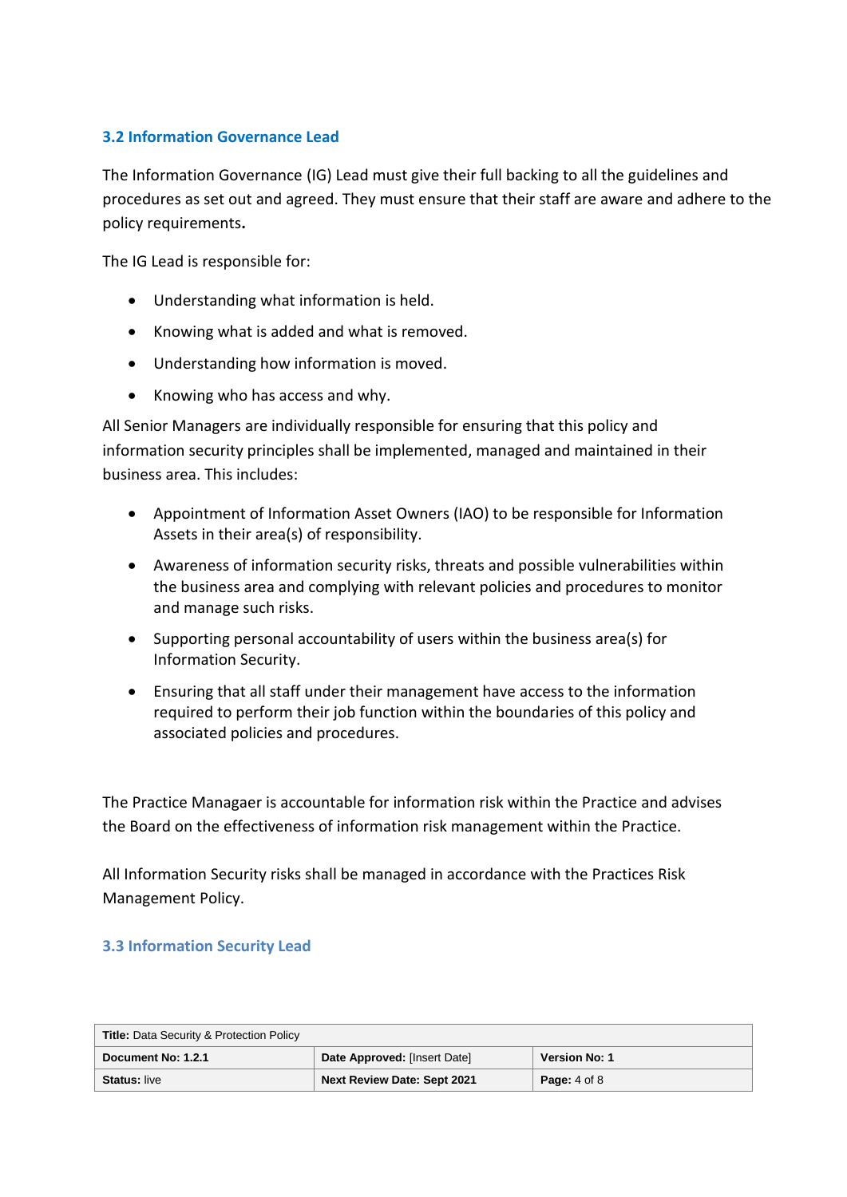### 3.2 Information Governance Lead

The Information Governance (IG) Lead must give their full backing to all the guidelines and procedures as set out and agreed. They must ensure that their staff are aware and adhere to the policy requirements**.**

The IG Lead is responsible for:

- Understanding what information is held.
- Knowing what is added and what is removed.
- Understanding how information is moved.
- Knowing who has access and why.

All Senior Managers are individually responsible for ensuring that this policy and information security principles shall be implemented, managed and maintained in their business area. This includes:

- Appointment of Information Asset Owners (IAO) to be responsible for Information Assets in their area(s) of responsibility.
- Awareness of information security risks, threats and possible vulnerabilities within the business area and complying with relevant policies and procedures to monitor and manage such risks.
- Supporting personal accountability of users within the business area(s) for Information Security.
- Ensuring that all staff under their management have access to the information required to perform their job function within the boundaries of this policy and associated policies and procedures.

The Practice Managaer is accountable for information risk within the Practice and advises the Board on the effectiveness of information risk management within the Practice.

All Information Security risks shall be managed in accordance with the Practices Risk Management Policy.

### 3.3 Information Security Lead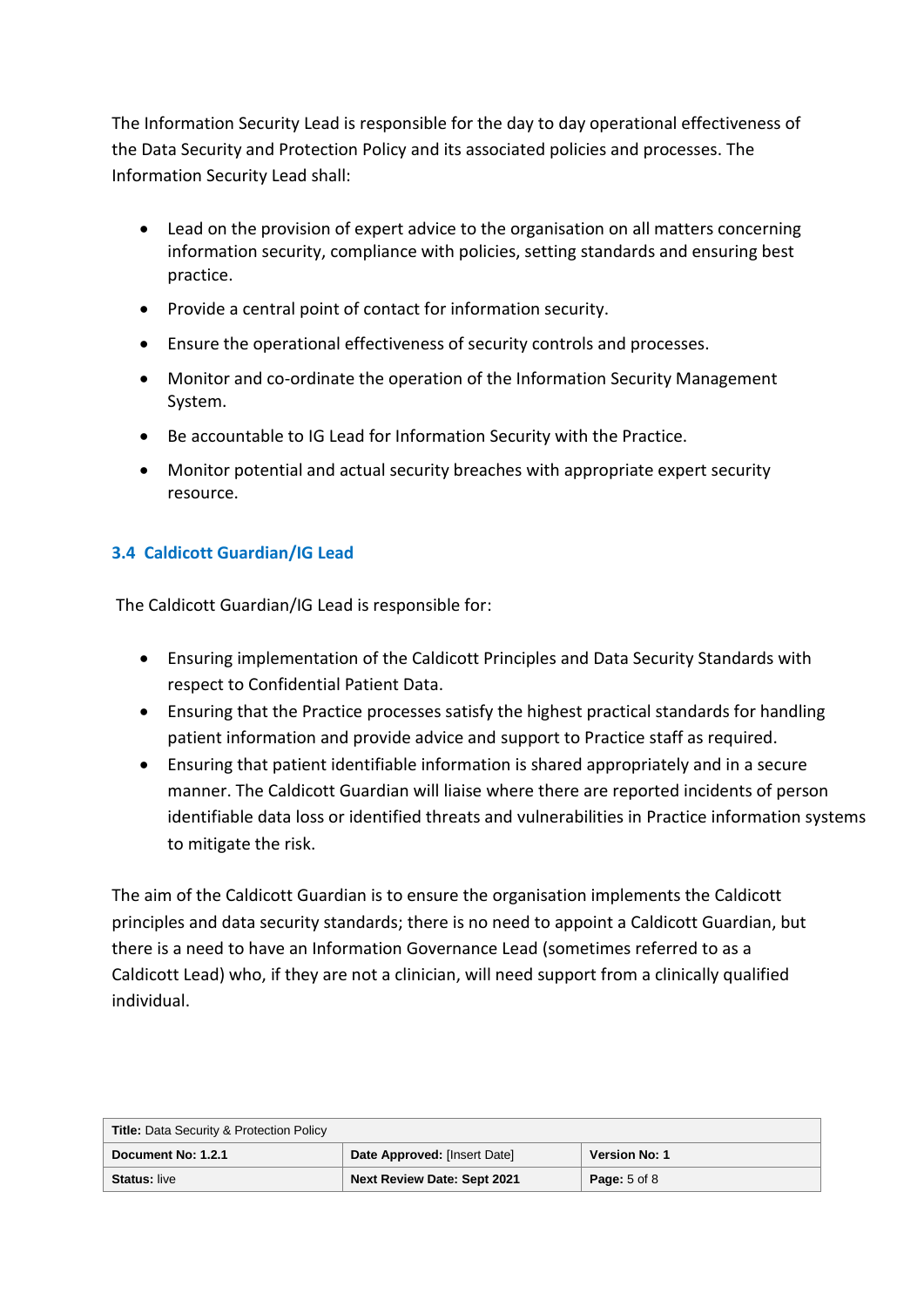The Information Security Lead is responsible for the day to day operational effectiveness of the Data Security and Protection Policy and its associated policies and processes. The Information Security Lead shall:

- Lead on the provision of expert advice to the organisation on all matters concerning information security, compliance with policies, setting standards and ensuring best practice.
- Provide a central point of contact for information security.
- Ensure the operational effectiveness of security controls and processes.
- Monitor and co-ordinate the operation of the Information Security Management System.
- Be accountable to IG Lead for Information Security with the Practice.
- Monitor potential and actual security breaches with appropriate expert security resource.

### 3.4 Caldicott Guardian/IG Lead

The Caldicott Guardian/IG Lead is responsible for:

- Ensuring implementation of the Caldicott Principles and Data Security Standards with respect to Confidential Patient Data.
- Ensuring that the Practice processes satisfy the highest practical standards for handling patient information and provide advice and support to Practice staff as required.
- Ensuring that patient identifiable information is shared appropriately and in a secure manner. The Caldicott Guardian will liaise where there are reported incidents of person identifiable data loss or identified threats and vulnerabilities in Practice information systems to mitigate the risk.

The aim of the Caldicott Guardian is to ensure the organisation implements the Caldicott principles and data security standards; there is no need to appoint a Caldicott Guardian, but there is a need to have an Information Governance Lead (sometimes referred to as a Caldicott Lead) who, if they are not a clinician, will need support from a clinically qualified individual.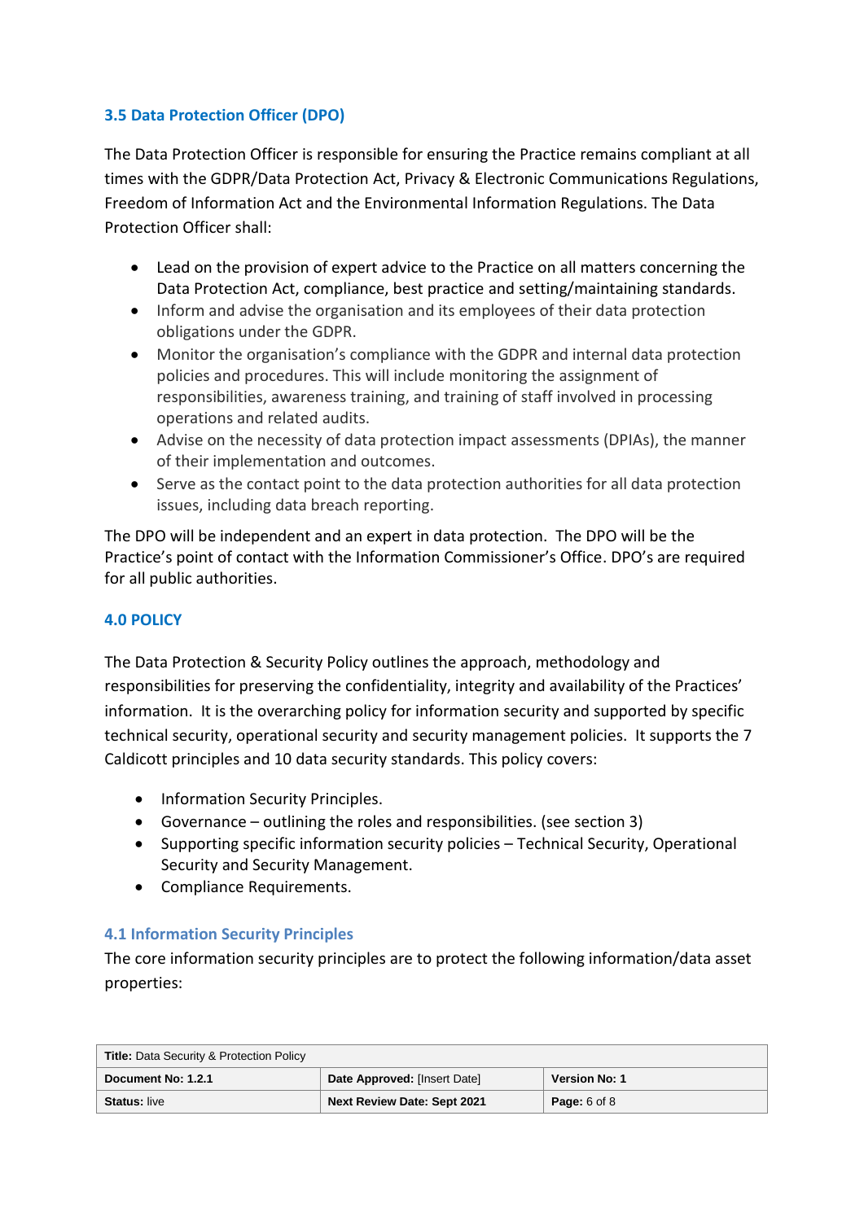### 3.5 Data Protection Officer (DPO)

The Data Protection Officer is responsible for ensuring the Practice remains compliant at all times with the GDPR/Data Protection Act, Privacy & Electronic Communications Regulations, Freedom of Information Act and the Environmental Information Regulations. The Data Protection Officer shall:

- Lead on the provision of expert advice to the Practice on all matters concerning the Data Protection Act, compliance, best practice and setting/maintaining standards.
- Inform and advise the organisation and its employees of their data protection obligations under the GDPR.
- Monitor the organisation's compliance with the GDPR and internal data protection policies and procedures. This will include monitoring the assignment of responsibilities, awareness training, and training of staff involved in processing operations and related audits.
- Advise on the necessity of data protection impact assessments (DPIAs), the manner of their implementation and outcomes.
- Serve as the contact point to the data protection authorities for all data protection issues, including data breach reporting.

The DPO will be independent and an expert in data protection. The DPO will be the Practice's point of contact with the Information Commissioner's Office. DPO's are required for all public authorities.

## 4.0 POLICY

The Data Protection & Security Policy outlines the approach, methodology and responsibilities for preserving the confidentiality, integrity and availability of the Practices' information. It is the overarching policy for information security and supported by specific technical security, operational security and security management policies. It supports the 7 Caldicott principles and 10 data security standards. This policy covers:

- Information Security Principles.
- Governance – outlining the roles and responsibilities. (see section 3)
- Supporting specific information security policies – Technical Security, Operational Security and Security Management.
- Compliance Requirements.

### 4.1 Information Security Principles

The core information security principles are to protect the following information/data asset properties: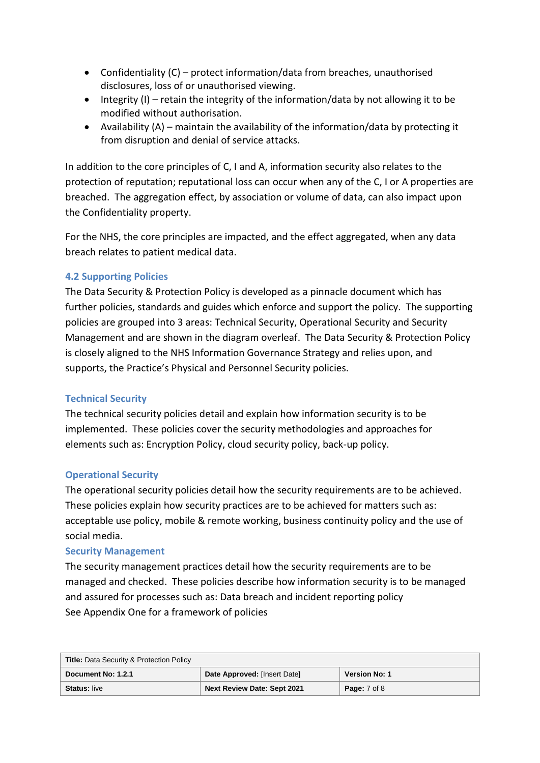- Confidentiality (C) – protect information/data from breaches, unauthorised disclosures, loss of or unauthorised viewing.
- Integrity (I) – retain the integrity of the information/data by not allowing it to be modified without authorisation.
- Availability (A) – maintain the availability of the information/data by protecting it from disruption and denial of service attacks.

In addition to the core principles of C, I and A, information security also relates to the protection of reputation; reputational loss can occur when any of the C, I or A properties are breached. The aggregation effect, by association or volume of data, can also impact upon the Confidentiality property.

For the NHS, the core principles are impacted, and the effect aggregated, when any data breach relates to patient medical data.

### 4.2 Supporting Policies

The Data Security & Protection Policy is developed as a pinnacle document which has further policies, standards and guides which enforce and support the policy. The supporting policies are grouped into 3 areas: Technical Security, Operational Security and Security Management and are shown in the diagram overleaf. The Data Security & Protection Policy is closely aligned to the NHS Information Governance Strategy and relies upon, and supports, the Practice's Physical and Personnel Security policies.

#### Technical Security

The technical security policies detail and explain how information security is to be implemented. These policies cover the security methodologies and approaches for elements such as: Encryption Policy, cloud security policy, back-up policy.

#### Operational Security

The operational security policies detail how the security requirements are to be achieved. These policies explain how security practices are to be achieved for matters such as: acceptable use policy, mobile & remote working, business continuity policy and the use of social media.

#### Security Management

The security management practices detail how the security requirements are to be managed and checked. These policies describe how information security is to be managed and assured for processes such as: Data breach and incident reporting policy
See Appendix One for a framework of policies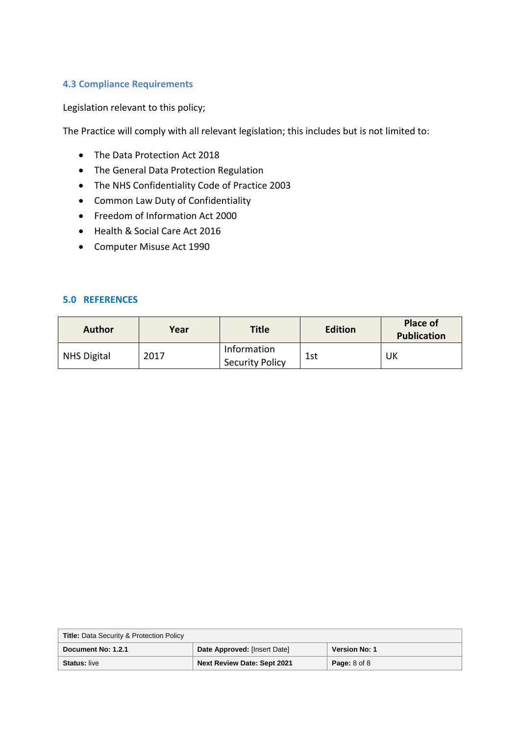### 4.3 Compliance Requirements

Legislation relevant to this policy;

The Practice will comply with all relevant legislation; this includes but is not limited to:

- The Data Protection Act 2018
- The General Data Protection Regulation
- The NHS Confidentiality Code of Practice 2003
- Common Law Duty of Confidentiality
- Freedom of Information Act 2000
- Health & Social Care Act 2016
- Computer Misuse Act 1990

## 5.0 REFERENCES

| Author | Year | Title | Edition | Place of Publication |
|---|---|---|---|---|
| NHS Digital | 2017 | Information Security Policy | 1st | UK |